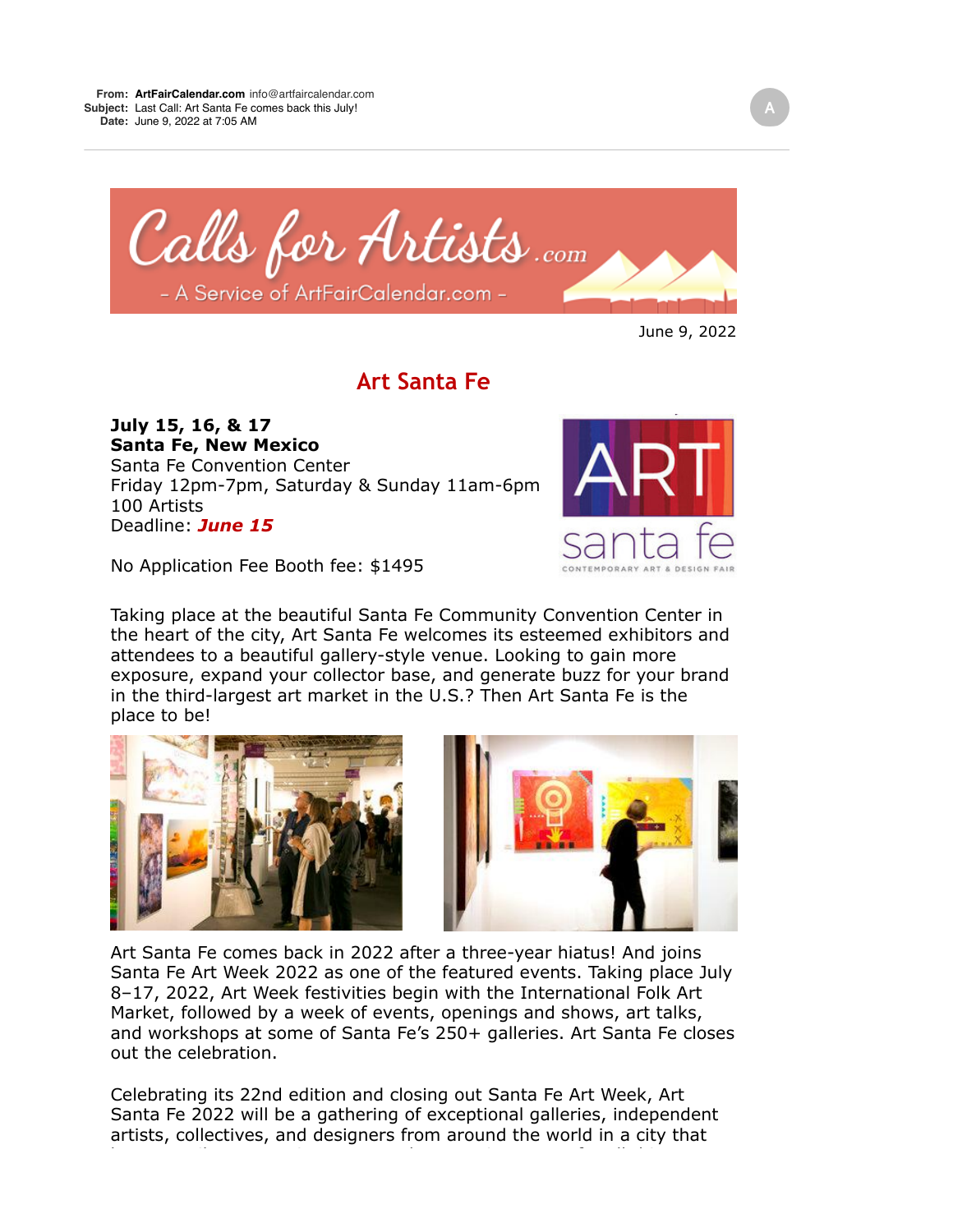**From:** **ArtFairCalendar.com** info@artfaircalendar.com
**Subject:** Last Call: Art Santa Fe comes back this July!
**Date:** June 9, 2022 at 7:05 AM

June 9, 2022

# Art Santa Fe

**July 15, 16, & 17**
**Santa Fe, New Mexico**
Santa Fe Convention Center
Friday 12pm-7pm, Saturday & Sunday 11am-6pm
100 Artists
Deadline: ***June 15***

No Application Fee Booth fee: $1495

Taking place at the beautiful Santa Fe Community Convention Center in the heart of the city, Art Santa Fe welcomes its esteemed exhibitors and attendees to a beautiful gallery-style venue. Looking to gain more exposure, expand your collector base, and generate buzz for your brand in the third-largest art market in the U.S.? Then Art Santa Fe is the place to be!

Art Santa Fe comes back in 2022 after a three-year hiatus! And joins Santa Fe Art Week 2022 as one of the featured events. Taking place July 8–17, 2022, Art Week festivities begin with the International Folk Art Market, followed by a week of events, openings and shows, art talks, and workshops at some of Santa Fe's 250+ galleries. Art Santa Fe closes out the celebration.

Celebrating its 22nd edition and closing out Santa Fe Art Week, Art Santa Fe 2022 will be a gathering of exceptional galleries, independent artists, collectives, and designers from around the world in a city that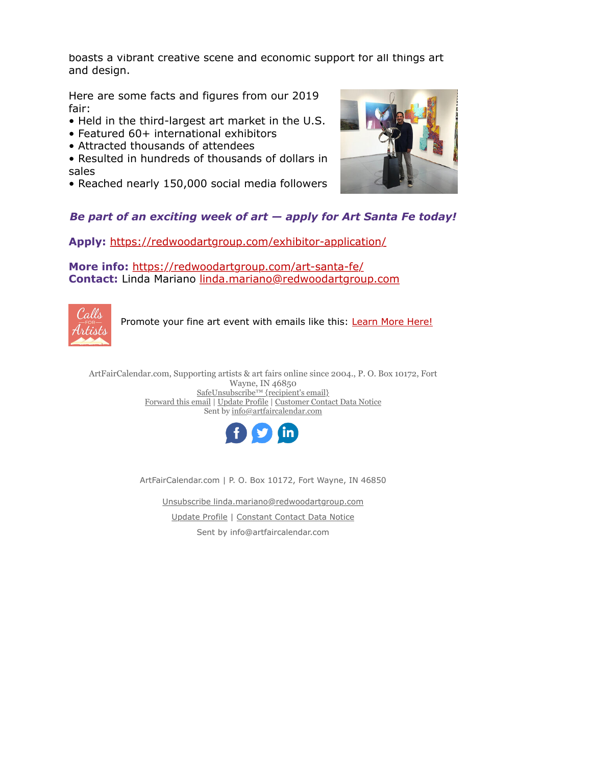boasts a vibrant creative scene and economic support for all things art and design.

Here are some facts and figures from our 2019 fair:

- Held in the third-largest art market in the U.S.
- Featured 60+ international exhibitors
- Attracted thousands of attendees
- Resulted in hundreds of thousands of dollars in sales
- Reached nearly 150,000 social media followers

***Be part of an exciting week of art — apply for Art Santa Fe today!***

**Apply:** https://redwoodartgroup.com/exhibitor-application/

**More info:** https://redwoodartgroup.com/art-santa-fe/
**Contact:** Linda Mariano linda.mariano@redwoodartgroup.com

Promote your fine art event with emails like this: Learn More Here!

ArtFairCalendar.com, Supporting artists & art fairs online since 2004., P. O. Box 10172, Fort Wayne, IN 46850
SafeUnsubscribe™ {recipient's email}
Forward this email | Update Profile | Customer Contact Data Notice
Sent by info@artfaircalendar.com

ArtFairCalendar.com | P. O. Box 10172, Fort Wayne, IN 46850

Unsubscribe linda.mariano@redwoodartgroup.com

Update Profile | Constant Contact Data Notice

Sent by info@artfaircalendar.com